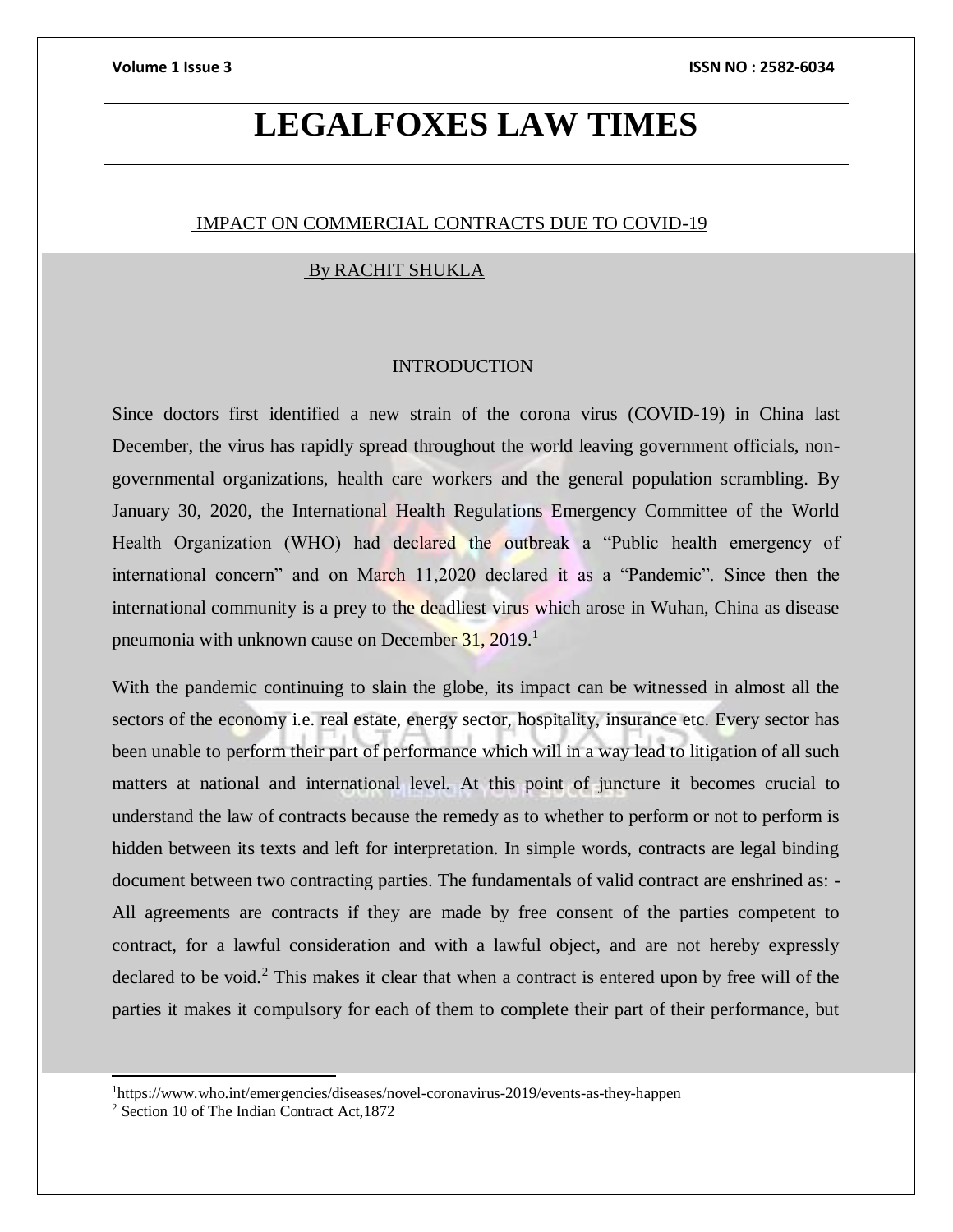# LEGALFOXES LAW TIMES

## IMPACT ON COMMERCIAL CONTRACTS DUE TO COVID-19

By RACHIT SHUKLA

### INTRODUCTION

Since doctors first identified a new strain of the corona virus (COVID-19) in China last December, the virus has rapidly spread throughout the world leaving government officials, non-governmental organizations, health care workers and the general population scrambling. By January 30, 2020, the International Health Regulations Emergency Committee of the World Health Organization (WHO) had declared the outbreak a "Public health emergency of international concern" and on March 11,2020 declared it as a "Pandemic". Since then the international community is a prey to the deadliest virus which arose in Wuhan, China as disease pneumonia with unknown cause on December 31, 2019.[1]

With the pandemic continuing to slain the globe, its impact can be witnessed in almost all the sectors of the economy i.e. real estate, energy sector, hospitality, insurance etc. Every sector has been unable to perform their part of performance which will in a way lead to litigation of all such matters at national and international level. At this point of juncture it becomes crucial to understand the law of contracts because the remedy as to whether to perform or not to perform is hidden between its texts and left for interpretation. In simple words, contracts are legal binding document between two contracting parties. The fundamentals of valid contract are enshrined as: - All agreements are contracts if they are made by free consent of the parties competent to contract, for a lawful consideration and with a lawful object, and are not hereby expressly declared to be void.[2] This makes it clear that when a contract is entered upon by free will of the parties it makes it compulsory for each of them to complete their part of their performance, but

---

[1] https://www.who.int/emergencies/diseases/novel-coronavirus-2019/events-as-they-happen

[2] Section 10 of The Indian Contract Act,1872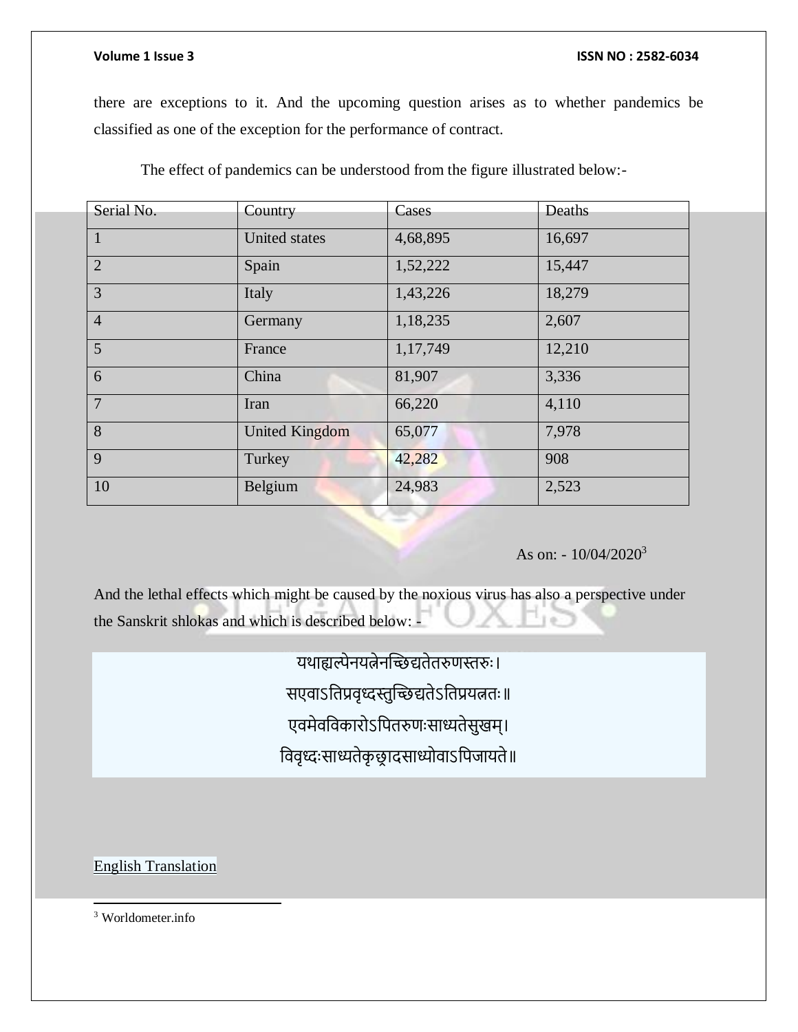there are exceptions to it. And the upcoming question arises as to whether pandemics be classified as one of the exception for the performance of contract.

The effect of pandemics can be understood from the figure illustrated below:-

| Serial No. | Country | Cases | Deaths |
|---|---|---|---|
| 1 | United states | 4,68,895 | 16,697 |
| 2 | Spain | 1,52,222 | 15,447 |
| 3 | Italy | 1,43,226 | 18,279 |
| 4 | Germany | 1,18,235 | 2,607 |
| 5 | France | 1,17,749 | 12,210 |
| 6 | China | 81,907 | 3,336 |
| 7 | Iran | 66,220 | 4,110 |
| 8 | United Kingdom | 65,077 | 7,978 |
| 9 | Turkey | 42,282 | 908 |
| 10 | Belgium | 24,983 | 2,523 |

As on: - 10/04/2020[3]

And the lethal effects which might be caused by the noxious virus has also a perspective under the Sanskrit shlokas and which is described below: -

यथाह्यल्पेनयत्नेनच्छिद्यतेतरुणस्तरुः।
सएवाऽतिप्रवृध्दस्तुच्छिद्यतेऽतिप्रयत्नतः॥
एवमेवविकारोऽपितरुणःसाध्यतेसुखम्।
विवृध्दःसाध्यतेकृच्छ्रादसाध्योवाऽपिजायते॥

English Translation

[3] Worldometer.info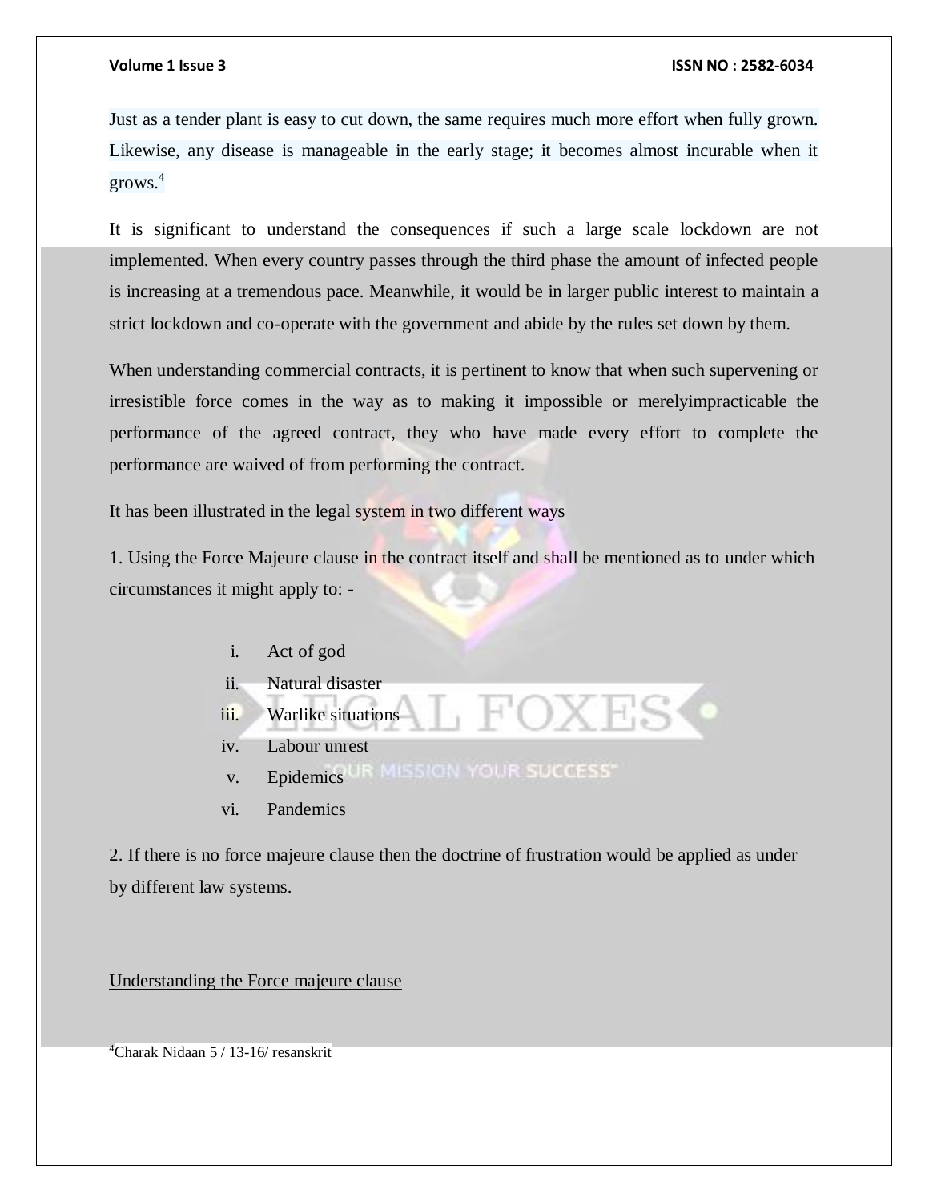Just as a tender plant is easy to cut down, the same requires much more effort when fully grown. Likewise, any disease is manageable in the early stage; it becomes almost incurable when it grows.[4]

It is significant to understand the consequences if such a large scale lockdown are not implemented. When every country passes through the third phase the amount of infected people is increasing at a tremendous pace. Meanwhile, it would be in larger public interest to maintain a strict lockdown and co-operate with the government and abide by the rules set down by them.

When understanding commercial contracts, it is pertinent to know that when such supervening or irresistible force comes in the way as to making it impossible or merelyimpracticable the performance of the agreed contract, they who have made every effort to complete the performance are waived of from performing the contract.

It has been illustrated in the legal system in two different ways

1. Using the Force Majeure clause in the contract itself and shall be mentioned as to under which circumstances it might apply to: -

   i. Act of god
   ii. Natural disaster
   iii. Warlike situations
   iv. Labour unrest
   v. Epidemics
   vi. Pandemics

2. If there is no force majeure clause then the doctrine of frustration would be applied as under by different law systems.

<u>Understanding the Force majeure clause</u>

---

[4] Charak Nidaan 5 / 13-16/ resanskrit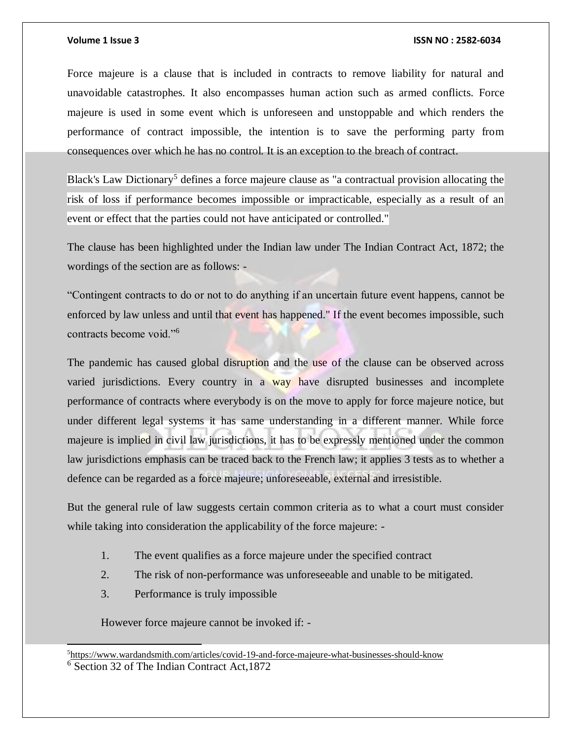Force majeure is a clause that is included in contracts to remove liability for natural and unavoidable catastrophes. It also encompasses human action such as armed conflicts. Force majeure is used in some event which is unforeseen and unstoppable and which renders the performance of contract impossible, the intention is to save the performing party from consequences over which he has no control. It is an exception to the breach of contract.

Black's Law Dictionary[5] defines a force majeure clause as "a contractual provision allocating the risk of loss if performance becomes impossible or impracticable, especially as a result of an event or effect that the parties could not have anticipated or controlled."

The clause has been highlighted under the Indian law under The Indian Contract Act, 1872; the wordings of the section are as follows: -

"Contingent contracts to do or not to do anything if an uncertain future event happens, cannot be enforced by law unless and until that event has happened." If the event becomes impossible, such contracts become void."[6]

The pandemic has caused global disruption and the use of the clause can be observed across varied jurisdictions. Every country in a way have disrupted businesses and incomplete performance of contracts where everybody is on the move to apply for force majeure notice, but under different legal systems it has same understanding in a different manner. While force majeure is implied in civil law jurisdictions, it has to be expressly mentioned under the common law jurisdictions emphasis can be traced back to the French law; it applies 3 tests as to whether a defence can be regarded as a force majeure; unforeseeable, external and irresistible.

But the general rule of law suggests certain common criteria as to what a court must consider while taking into consideration the applicability of the force majeure: -

1. The event qualifies as a force majeure under the specified contract
2. The risk of non-performance was unforeseeable and unable to be mitigated.
3. Performance is truly impossible

However force majeure cannot be invoked if: -

---

[5] https://www.wardandsmith.com/articles/covid-19-and-force-majeure-what-businesses-should-know

[6] Section 32 of The Indian Contract Act,1872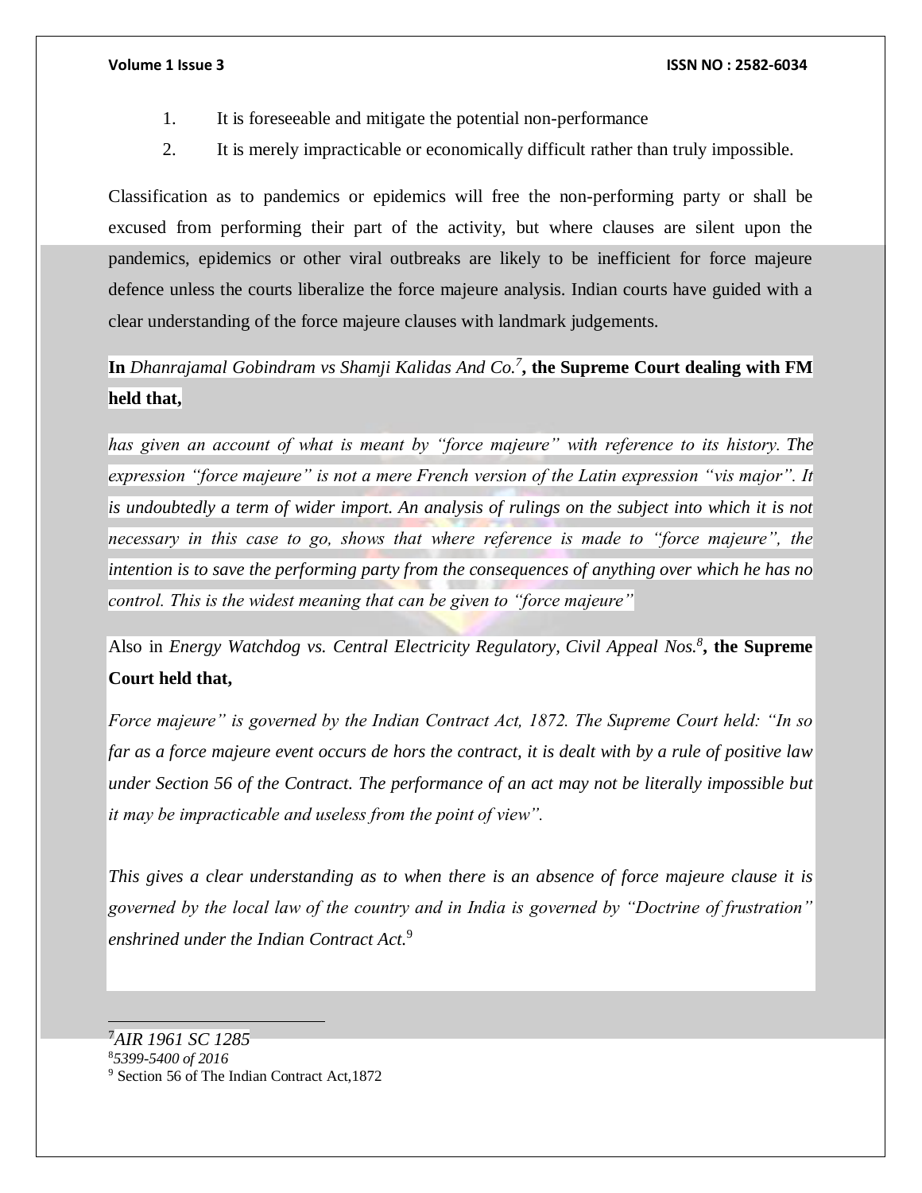1. It is foreseeable and mitigate the potential non-performance
2. It is merely impracticable or economically difficult rather than truly impossible.

Classification as to pandemics or epidemics will free the non-performing party or shall be excused from performing their part of the activity, but where clauses are silent upon the pandemics, epidemics or other viral outbreaks are likely to be inefficient for force majeure defence unless the courts liberalize the force majeure analysis. Indian courts have guided with a clear understanding of the force majeure clauses with landmark judgements.

**In** *Dhanrajamal Gobindram vs Shamji Kalidas And Co.*[7]**, the Supreme Court dealing with FM held that,**

*has given an account of what is meant by "force majeure" with reference to its history. The expression "force majeure" is not a mere French version of the Latin expression "vis major". It is undoubtedly a term of wider import. An analysis of rulings on the subject into which it is not necessary in this case to go, shows that where reference is made to "force majeure", the intention is to save the performing party from the consequences of anything over which he has no control. This is the widest meaning that can be given to "force majeure"*

Also in *Energy Watchdog vs. Central Electricity Regulatory, Civil Appeal Nos.*[8]**, the Supreme Court held that,**

*Force majeure" is governed by the Indian Contract Act, 1872. The Supreme Court held: "In so far as a force majeure event occurs de hors the contract, it is dealt with by a rule of positive law under Section 56 of the Contract. The performance of an act may not be literally impossible but it may be impracticable and useless from the point of view".*

*This gives a clear understanding as to when there is an absence of force majeure clause it is governed by the local law of the country and in India is governed by "Doctrine of frustration" enshrined under the Indian Contract Act.*[9]

---

[7] *AIR 1961 SC 1285*

[8] *5399-5400 of 2016*

[9] Section 56 of The Indian Contract Act,1872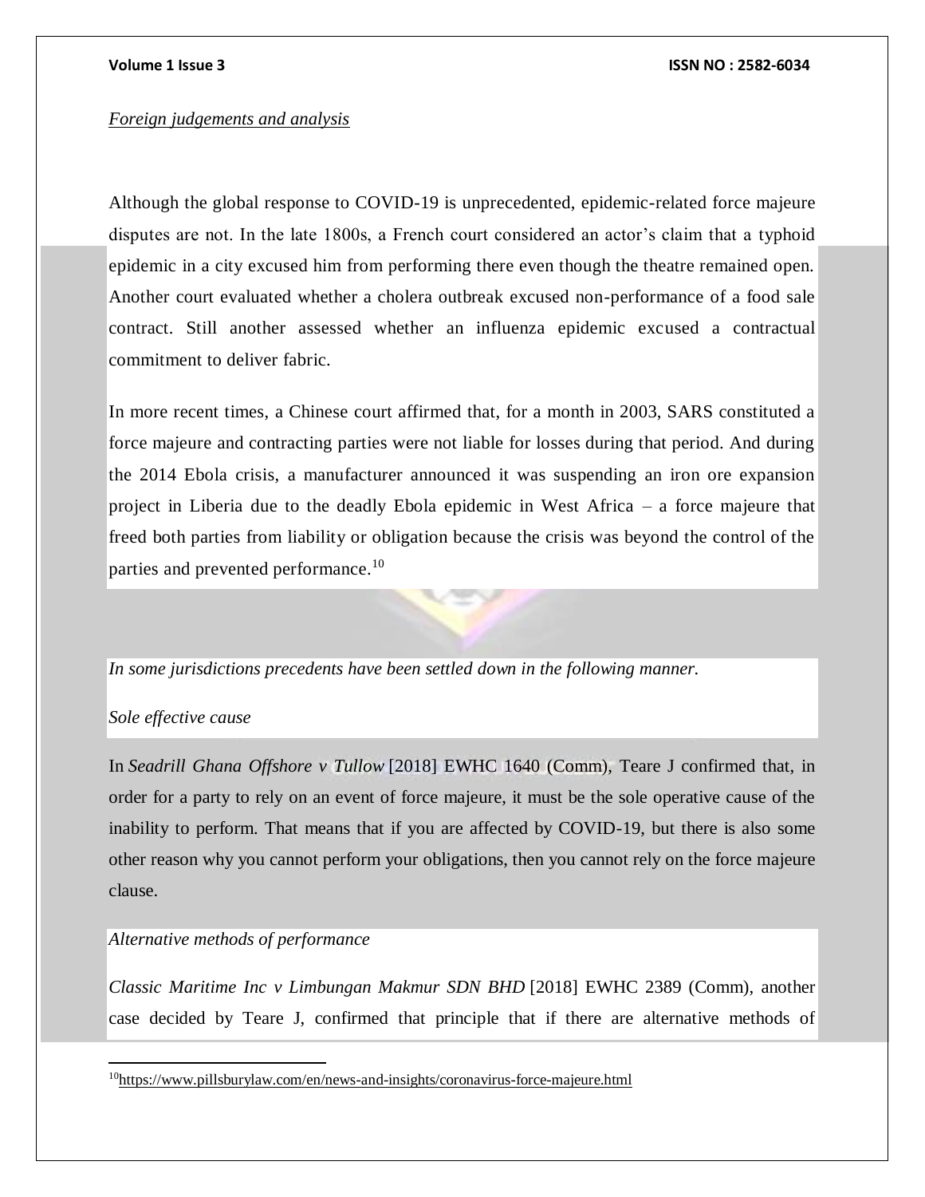*Foreign judgements and analysis*

Although the global response to COVID-19 is unprecedented, epidemic-related force majeure disputes are not. In the late 1800s, a French court considered an actor's claim that a typhoid epidemic in a city excused him from performing there even though the theatre remained open. Another court evaluated whether a cholera outbreak excused non-performance of a food sale contract. Still another assessed whether an influenza epidemic excused a contractual commitment to deliver fabric.

In more recent times, a Chinese court affirmed that, for a month in 2003, SARS constituted a force majeure and contracting parties were not liable for losses during that period. And during the 2014 Ebola crisis, a manufacturer announced it was suspending an iron ore expansion project in Liberia due to the deadly Ebola epidemic in West Africa – a force majeure that freed both parties from liability or obligation because the crisis was beyond the control of the parties and prevented performance.[10]

*In some jurisdictions precedents have been settled down in the following manner.*

*Sole effective cause*

In *Seadrill Ghana Offshore v Tullow* [2018] EWHC 1640 (Comm), Teare J confirmed that, in order for a party to rely on an event of force majeure, it must be the sole operative cause of the inability to perform. That means that if you are affected by COVID-19, but there is also some other reason why you cannot perform your obligations, then you cannot rely on the force majeure clause.

*Alternative methods of performance*

*Classic Maritime Inc v Limbungan Makmur SDN BHD* [2018] EWHC 2389 (Comm), another case decided by Teare J, confirmed that principle that if there are alternative methods of

[10] https://www.pillsburylaw.com/en/news-and-insights/coronavirus-force-majeure.html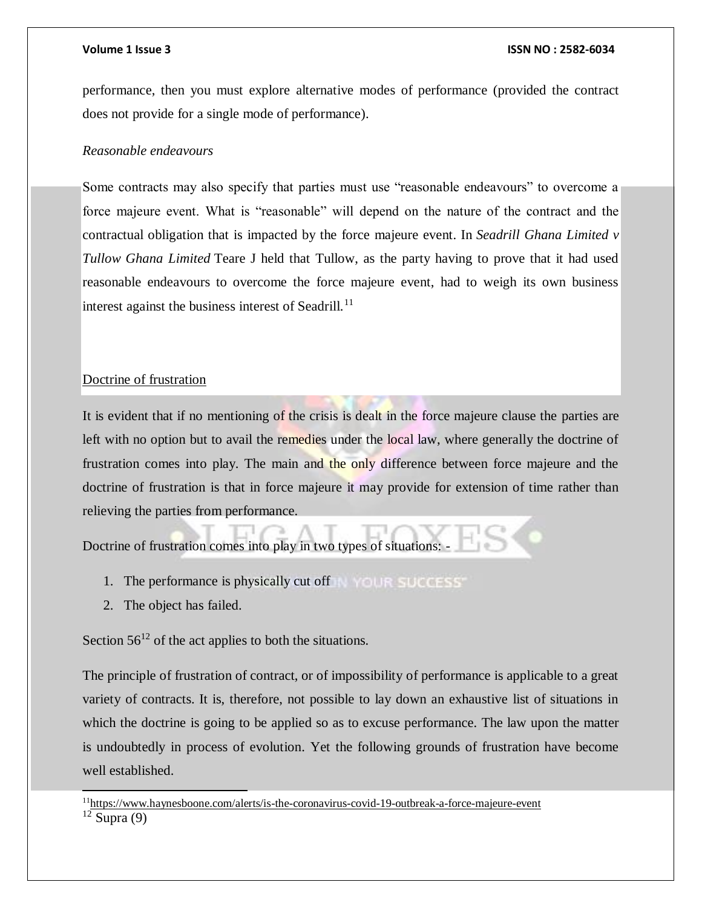performance, then you must explore alternative modes of performance (provided the contract does not provide for a single mode of performance).

*Reasonable endeavours*

Some contracts may also specify that parties must use "reasonable endeavours" to overcome a force majeure event. What is "reasonable" will depend on the nature of the contract and the contractual obligation that is impacted by the force majeure event. In *Seadrill Ghana Limited v Tullow Ghana Limited* Teare J held that Tullow, as the party having to prove that it had used reasonable endeavours to overcome the force majeure event, had to weigh its own business interest against the business interest of Seadrill.[11]

<u>Doctrine of frustration</u>

It is evident that if no mentioning of the crisis is dealt in the force majeure clause the parties are left with no option but to avail the remedies under the local law, where generally the doctrine of frustration comes into play. The main and the only difference between force majeure and the doctrine of frustration is that in force majeure it may provide for extension of time rather than relieving the parties from performance.

Doctrine of frustration comes into play in two types of situations: -

1. The performance is physically cut off
2. The object has failed.

Section 56[12] of the act applies to both the situations.

The principle of frustration of contract, or of impossibility of performance is applicable to a great variety of contracts. It is, therefore, not possible to lay down an exhaustive list of situations in which the doctrine is going to be applied so as to excuse performance. The law upon the matter is undoubtedly in process of evolution. Yet the following grounds of frustration have become well established.

---

[11] https://www.haynesboone.com/alerts/is-the-coronavirus-covid-19-outbreak-a-force-majeure-event

[12] Supra (9)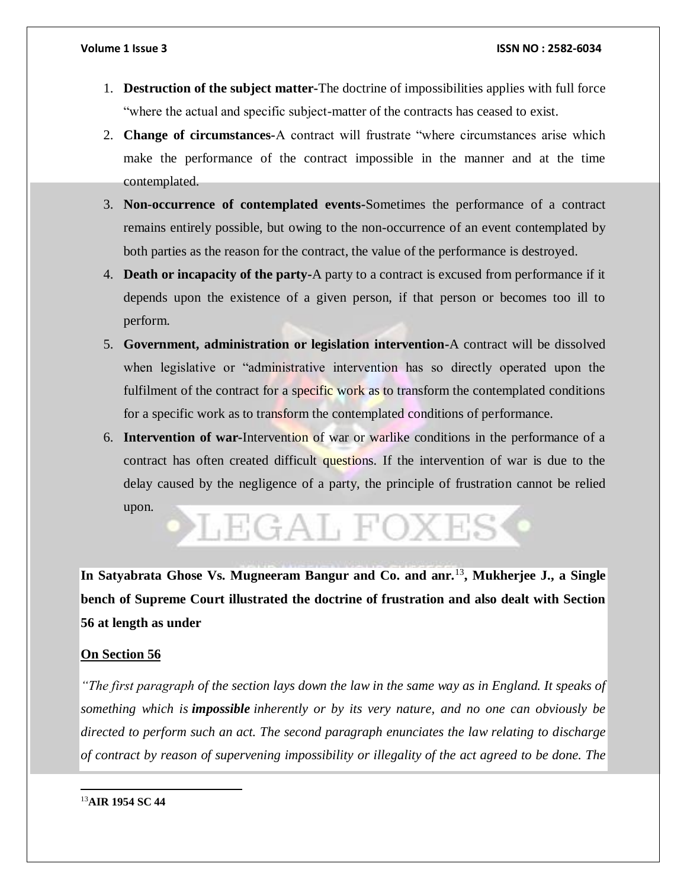1. **Destruction of the subject matter-**The doctrine of impossibilities applies with full force "where the actual and specific subject-matter of the contracts has ceased to exist.
2. **Change of circumstances-**A contract will frustrate "where circumstances arise which make the performance of the contract impossible in the manner and at the time contemplated.
3. **Non-occurrence of contemplated events-**Sometimes the performance of a contract remains entirely possible, but owing to the non-occurrence of an event contemplated by both parties as the reason for the contract, the value of the performance is destroyed.
4. **Death or incapacity of the party-**A party to a contract is excused from performance if it depends upon the existence of a given person, if that person or becomes too ill to perform.
5. **Government, administration or legislation intervention-**A contract will be dissolved when legislative or "administrative intervention has so directly operated upon the fulfilment of the contract for a specific work as to transform the contemplated conditions for a specific work as to transform the contemplated conditions of performance.
6. **Intervention of war-**Intervention of war or warlike conditions in the performance of a contract has often created difficult questions. If the intervention of war is due to the delay caused by the negligence of a party, the principle of frustration cannot be relied upon.

**In Satyabrata Ghose Vs. Mugneeram Bangur and Co. and anr.**[13]**, Mukherjee J., a Single bench of Supreme Court illustrated the doctrine of frustration and also dealt with Section 56 at length as under**

**On Section 56**

*"The first paragraph of the section lays down the law in the same way as in England. It speaks of something which is* ***impossible*** *inherently or by its very nature, and no one can obviously be directed to perform such an act. The second paragraph enunciates the law relating to discharge of contract by reason of supervening impossibility or illegality of the act agreed to be done. The*

---

[13]**AIR 1954 SC 44**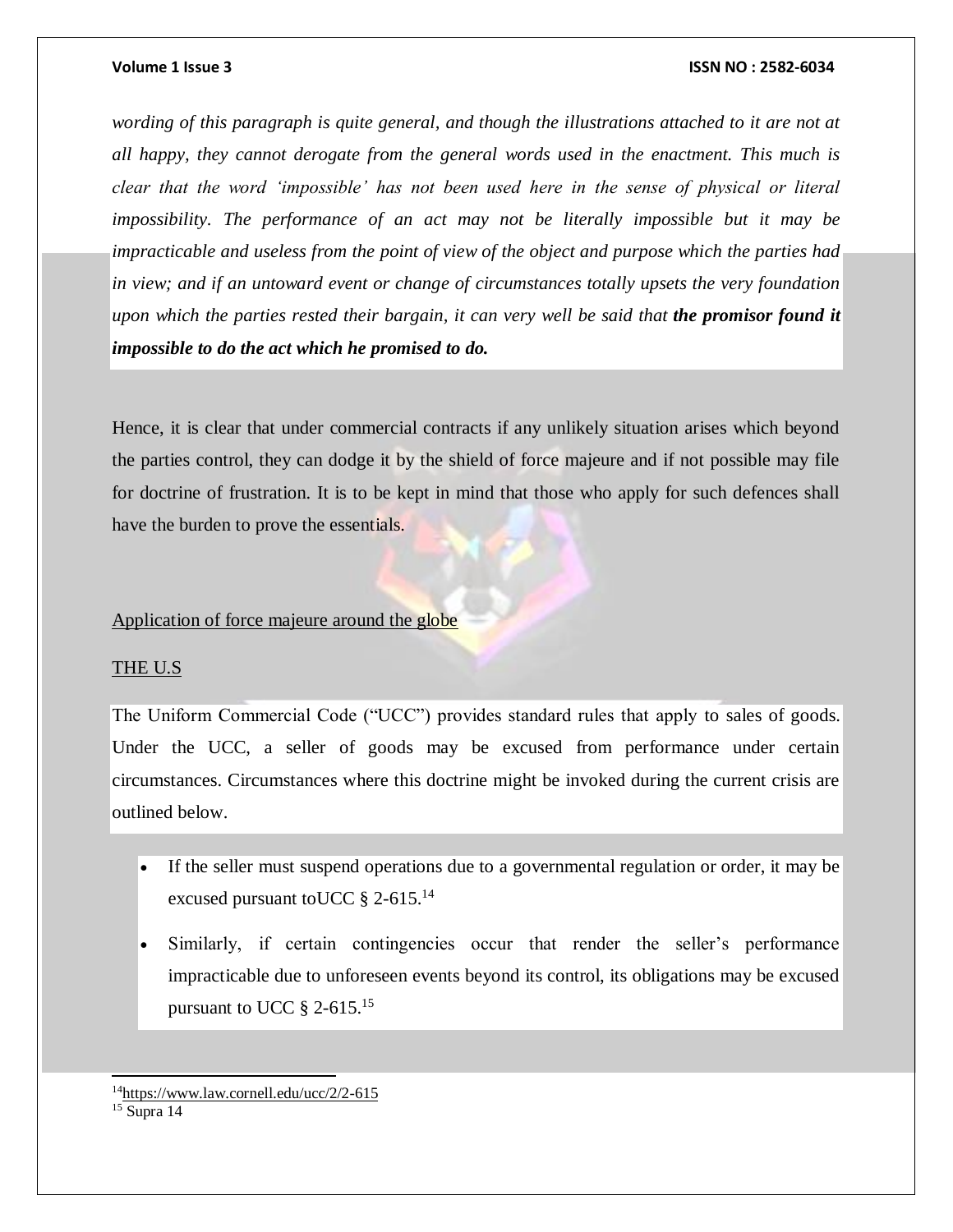*wording of this paragraph is quite general, and though the illustrations attached to it are not at all happy, they cannot derogate from the general words used in the enactment. This much is clear that the word 'impossible' has not been used here in the sense of physical or literal impossibility. The performance of an act may not be literally impossible but it may be impracticable and useless from the point of view of the object and purpose which the parties had in view; and if an untoward event or change of circumstances totally upsets the very foundation upon which the parties rested their bargain, it can very well be said that **the promisor found it impossible to do the act which he promised to do.***

Hence, it is clear that under commercial contracts if any unlikely situation arises which beyond the parties control, they can dodge it by the shield of force majeure and if not possible may file for doctrine of frustration. It is to be kept in mind that those who apply for such defences shall have the burden to prove the essentials.

## Application of force majeure around the globe

### THE U.S

The Uniform Commercial Code ("UCC") provides standard rules that apply to sales of goods. Under the UCC, a seller of goods may be excused from performance under certain circumstances. Circumstances where this doctrine might be invoked during the current crisis are outlined below.

- If the seller must suspend operations due to a governmental regulation or order, it may be excused pursuant toUCC § 2-615.[14]
- Similarly, if certain contingencies occur that render the seller's performance impracticable due to unforeseen events beyond its control, its obligations may be excused pursuant to UCC § 2-615.[15]

---

[14] https://www.law.cornell.edu/ucc/2/2-615

[15] Supra 14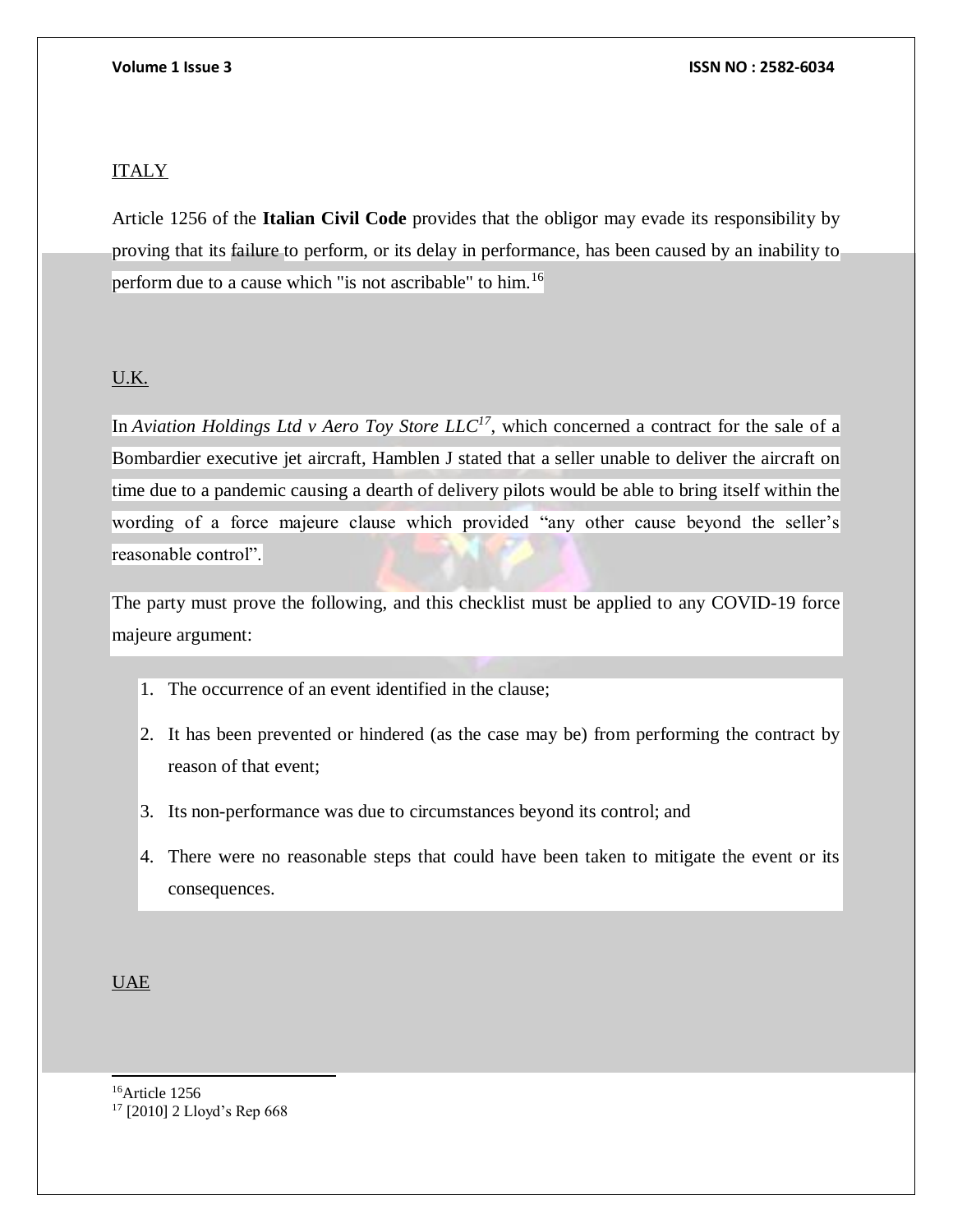ITALY

Article 1256 of the **Italian Civil Code** provides that the obligor may evade its responsibility by proving that its failure to perform, or its delay in performance, has been caused by an inability to perform due to a cause which "is not ascribable" to him.[16]

U.K.

In *Aviation Holdings Ltd v Aero Toy Store LLC*[17], which concerned a contract for the sale of a Bombardier executive jet aircraft, Hamblen J stated that a seller unable to deliver the aircraft on time due to a pandemic causing a dearth of delivery pilots would be able to bring itself within the wording of a force majeure clause which provided "any other cause beyond the seller's reasonable control".

The party must prove the following, and this checklist must be applied to any COVID-19 force majeure argument:

1. The occurrence of an event identified in the clause;
2. It has been prevented or hindered (as the case may be) from performing the contract by reason of that event;
3. Its non-performance was due to circumstances beyond its control; and
4. There were no reasonable steps that could have been taken to mitigate the event or its consequences.

UAE

---

[16] Article 1256

[17] [2010] 2 Lloyd's Rep 668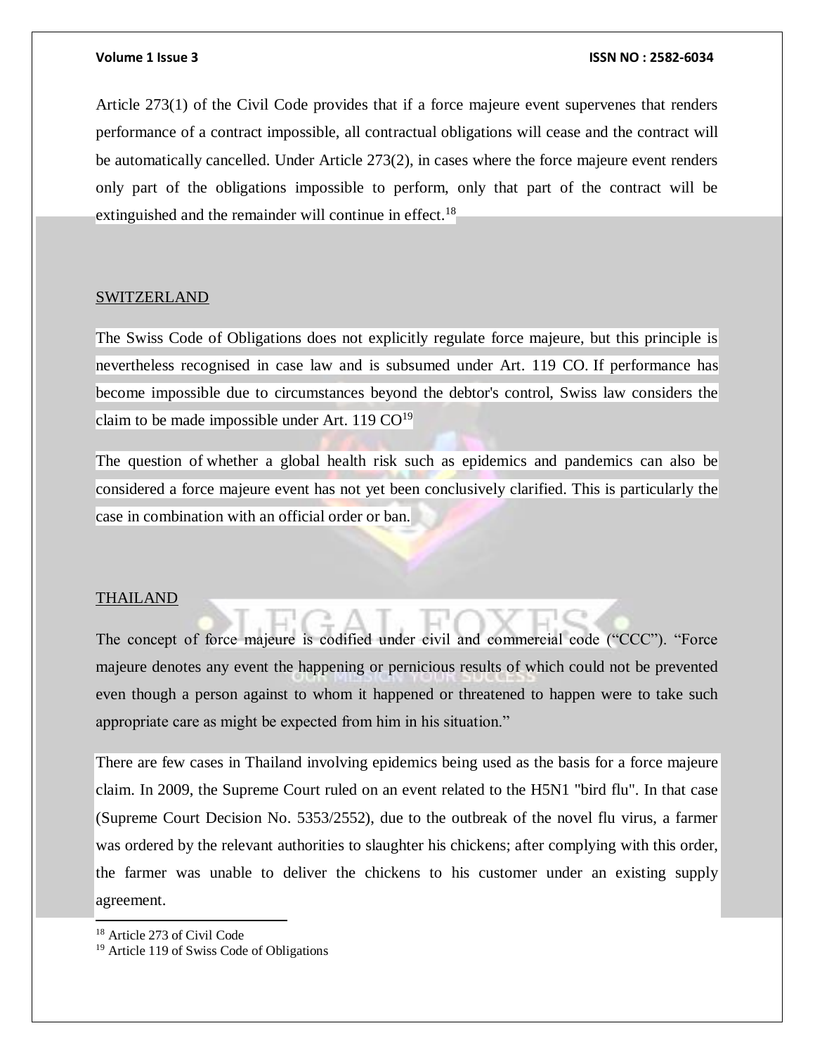Article 273(1) of the Civil Code provides that if a force majeure event supervenes that renders performance of a contract impossible, all contractual obligations will cease and the contract will be automatically cancelled. Under Article 273(2), in cases where the force majeure event renders only part of the obligations impossible to perform, only that part of the contract will be extinguished and the remainder will continue in effect.[18]

## SWITZERLAND

The Swiss Code of Obligations does not explicitly regulate force majeure, but this principle is nevertheless recognised in case law and is subsumed under Art. 119 CO. If performance has become impossible due to circumstances beyond the debtor's control, Swiss law considers the claim to be made impossible under Art. 119 CO[19]

The question of whether a global health risk such as epidemics and pandemics can also be considered a force majeure event has not yet been conclusively clarified. This is particularly the case in combination with an official order or ban.

## THAILAND

The concept of force majeure is codified under civil and commercial code ("CCC"). "Force majeure denotes any event the happening or pernicious results of which could not be prevented even though a person against to whom it happened or threatened to happen were to take such appropriate care as might be expected from him in his situation."

There are few cases in Thailand involving epidemics being used as the basis for a force majeure claim. In 2009, the Supreme Court ruled on an event related to the H5N1 "bird flu". In that case (Supreme Court Decision No. 5353/2552), due to the outbreak of the novel flu virus, a farmer was ordered by the relevant authorities to slaughter his chickens; after complying with this order, the farmer was unable to deliver the chickens to his customer under an existing supply agreement.

---

[18] Article 273 of Civil Code

[19] Article 119 of Swiss Code of Obligations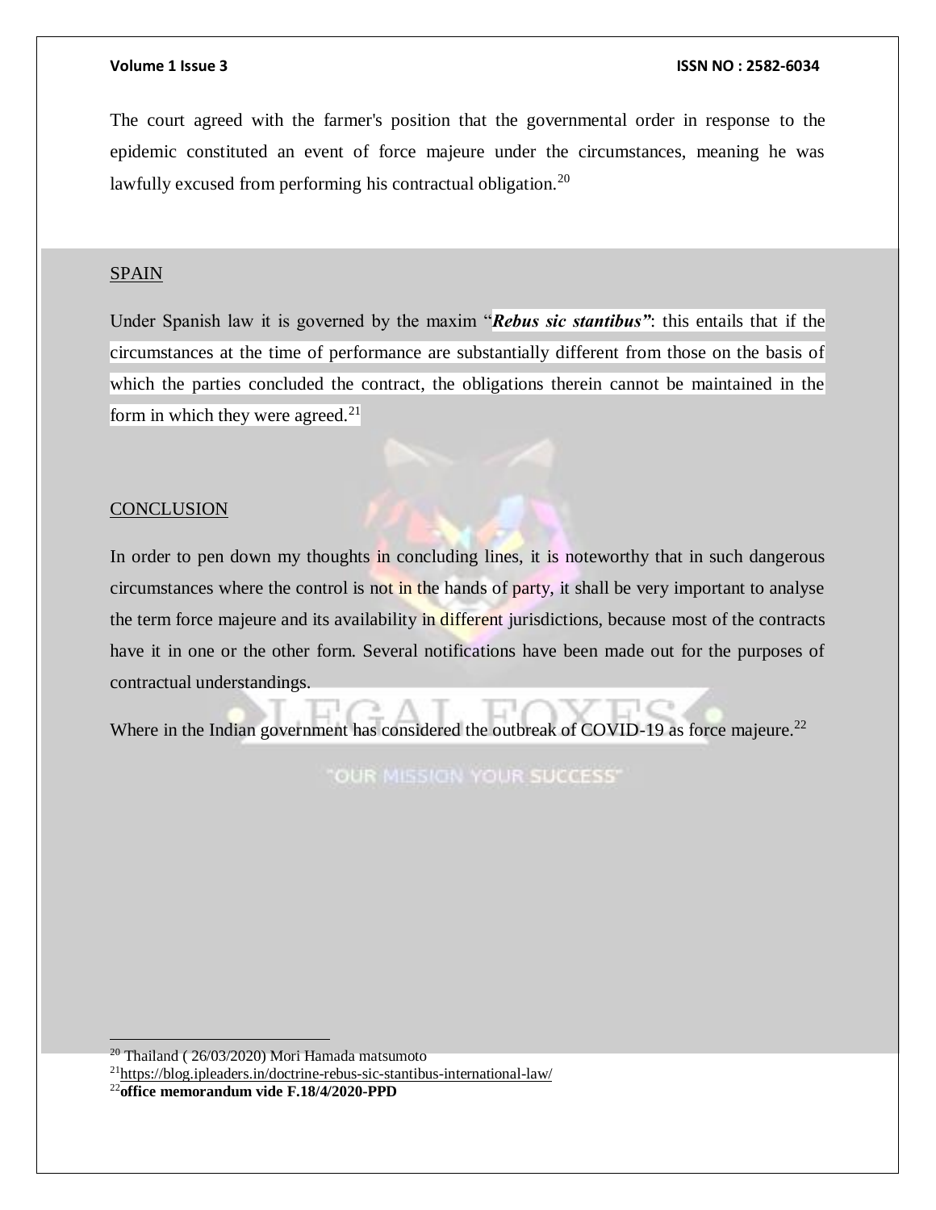The court agreed with the farmer's position that the governmental order in response to the epidemic constituted an event of force majeure under the circumstances, meaning he was lawfully excused from performing his contractual obligation.[20]

## SPAIN

Under Spanish law it is governed by the maxim "***Rebus sic stantibus***": this entails that if the circumstances at the time of performance are substantially different from those on the basis of which the parties concluded the contract, the obligations therein cannot be maintained in the form in which they were agreed.[21]

## CONCLUSION

In order to pen down my thoughts in concluding lines, it is noteworthy that in such dangerous circumstances where the control is not in the hands of party, it shall be very important to analyse the term force majeure and its availability in different jurisdictions, because most of the contracts have it in one or the other form. Several notifications have been made out for the purposes of contractual understandings.

Where in the Indian government has considered the outbreak of COVID-19 as force majeure.[22]

---

[20] Thailand ( 26/03/2020) Mori Hamada matsumoto

[21] https://blog.ipleaders.in/doctrine-rebus-sic-stantibus-international-law/

[22] **office memorandum vide F.18/4/2020-PPD**